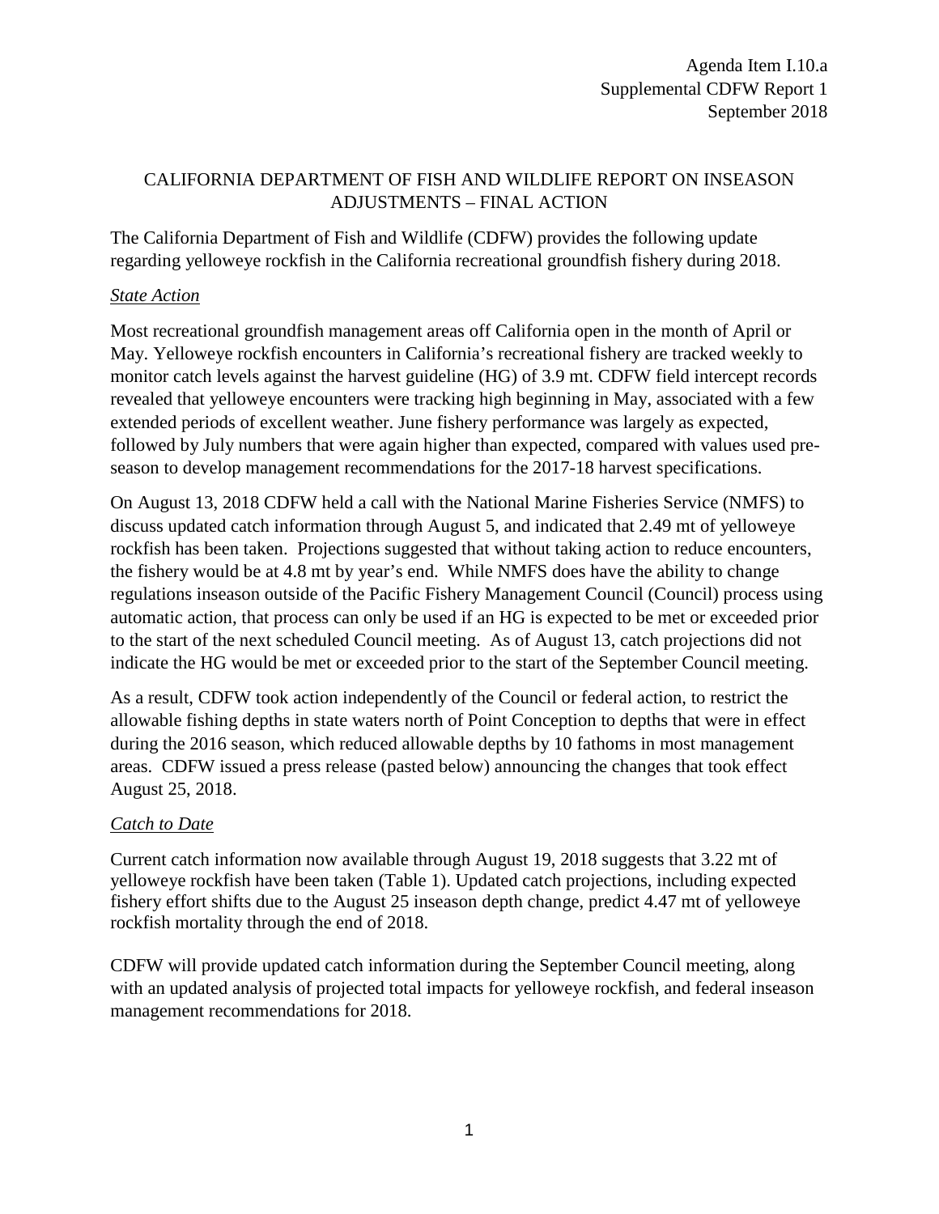Agenda Item I.10.a
Supplemental CDFW Report 1
September 2018

# CALIFORNIA DEPARTMENT OF FISH AND WILDLIFE REPORT ON INSEASON ADJUSTMENTS – FINAL ACTION

The California Department of Fish and Wildlife (CDFW) provides the following update regarding yelloweye rockfish in the California recreational groundfish fishery during 2018.

## *State Action*

Most recreational groundfish management areas off California open in the month of April or May. Yelloweye rockfish encounters in California's recreational fishery are tracked weekly to monitor catch levels against the harvest guideline (HG) of 3.9 mt. CDFW field intercept records revealed that yelloweye encounters were tracking high beginning in May, associated with a few extended periods of excellent weather. June fishery performance was largely as expected, followed by July numbers that were again higher than expected, compared with values used pre-season to develop management recommendations for the 2017-18 harvest specifications.

On August 13, 2018 CDFW held a call with the National Marine Fisheries Service (NMFS) to discuss updated catch information through August 5, and indicated that 2.49 mt of yelloweye rockfish has been taken. Projections suggested that without taking action to reduce encounters, the fishery would be at 4.8 mt by year's end. While NMFS does have the ability to change regulations inseason outside of the Pacific Fishery Management Council (Council) process using automatic action, that process can only be used if an HG is expected to be met or exceeded prior to the start of the next scheduled Council meeting. As of August 13, catch projections did not indicate the HG would be met or exceeded prior to the start of the September Council meeting.

As a result, CDFW took action independently of the Council or federal action, to restrict the allowable fishing depths in state waters north of Point Conception to depths that were in effect during the 2016 season, which reduced allowable depths by 10 fathoms in most management areas. CDFW issued a press release (pasted below) announcing the changes that took effect August 25, 2018.

## *Catch to Date*

Current catch information now available through August 19, 2018 suggests that 3.22 mt of yelloweye rockfish have been taken (Table 1). Updated catch projections, including expected fishery effort shifts due to the August 25 inseason depth change, predict 4.47 mt of yelloweye rockfish mortality through the end of 2018.

CDFW will provide updated catch information during the September Council meeting, along with an updated analysis of projected total impacts for yelloweye rockfish, and federal inseason management recommendations for 2018.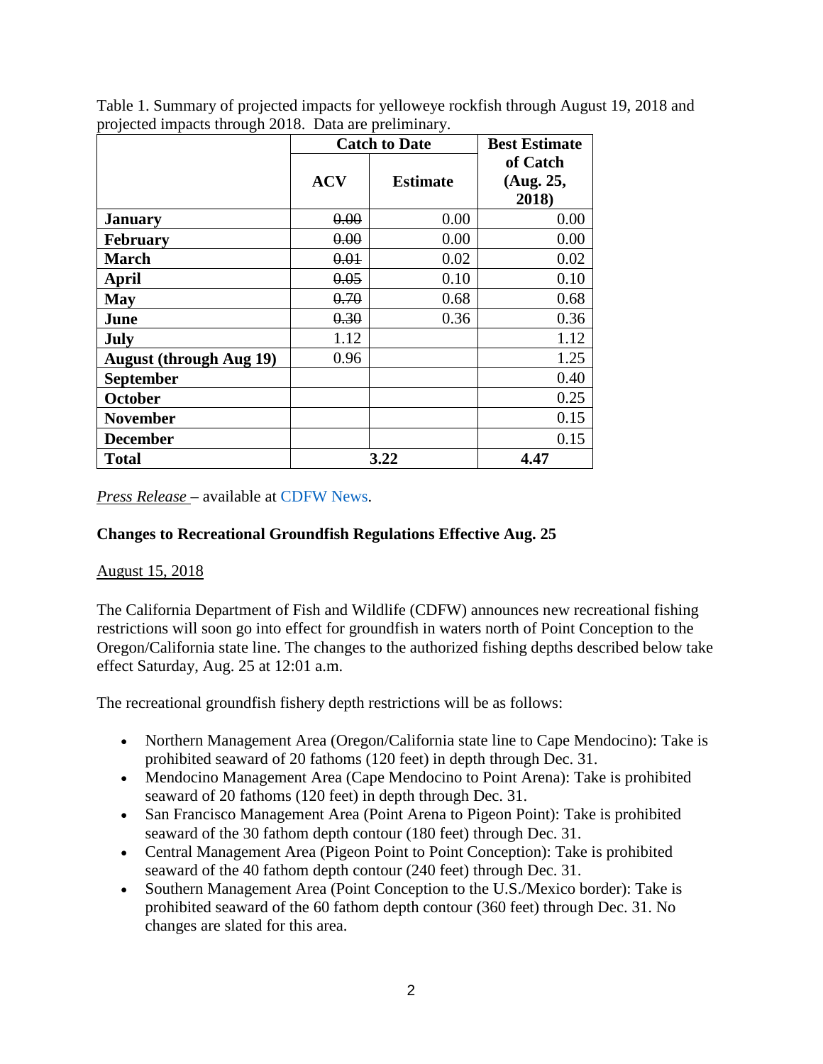Table 1. Summary of projected impacts for yelloweye rockfish through August 19, 2018 and projected impacts through 2018. Data are preliminary.

| | Catch to Date | | Best Estimate of Catch (Aug. 25, 2018) |
|---|---|---|---|
| | ACV | Estimate | |
| **January** | ~~0.00~~ | 0.00 | 0.00 |
| **February** | ~~0.00~~ | 0.00 | 0.00 |
| **March** | ~~0.01~~ | 0.02 | 0.02 |
| **April** | ~~0.05~~ | 0.10 | 0.10 |
| **May** | ~~0.70~~ | 0.68 | 0.68 |
| **June** | ~~0.30~~ | 0.36 | 0.36 |
| **July** | 1.12 | | 1.12 |
| **August (through Aug 19)** | 0.96 | | 1.25 |
| **September** | | | 0.40 |
| **October** | | | 0.25 |
| **November** | | | 0.15 |
| **December** | | | 0.15 |
| **Total** | **3.22** | | **4.47** |

*Press Release* – available at CDFW News.

**Changes to Recreational Groundfish Regulations Effective Aug. 25**

August 15, 2018

The California Department of Fish and Wildlife (CDFW) announces new recreational fishing restrictions will soon go into effect for groundfish in waters north of Point Conception to the Oregon/California state line. The changes to the authorized fishing depths described below take effect Saturday, Aug. 25 at 12:01 a.m.

The recreational groundfish fishery depth restrictions will be as follows:

- Northern Management Area (Oregon/California state line to Cape Mendocino): Take is prohibited seaward of 20 fathoms (120 feet) in depth through Dec. 31.
- Mendocino Management Area (Cape Mendocino to Point Arena): Take is prohibited seaward of 20 fathoms (120 feet) in depth through Dec. 31.
- San Francisco Management Area (Point Arena to Pigeon Point): Take is prohibited seaward of the 30 fathom depth contour (180 feet) through Dec. 31.
- Central Management Area (Pigeon Point to Point Conception): Take is prohibited seaward of the 40 fathom depth contour (240 feet) through Dec. 31.
- Southern Management Area (Point Conception to the U.S./Mexico border): Take is prohibited seaward of the 60 fathom depth contour (360 feet) through Dec. 31. No changes are slated for this area.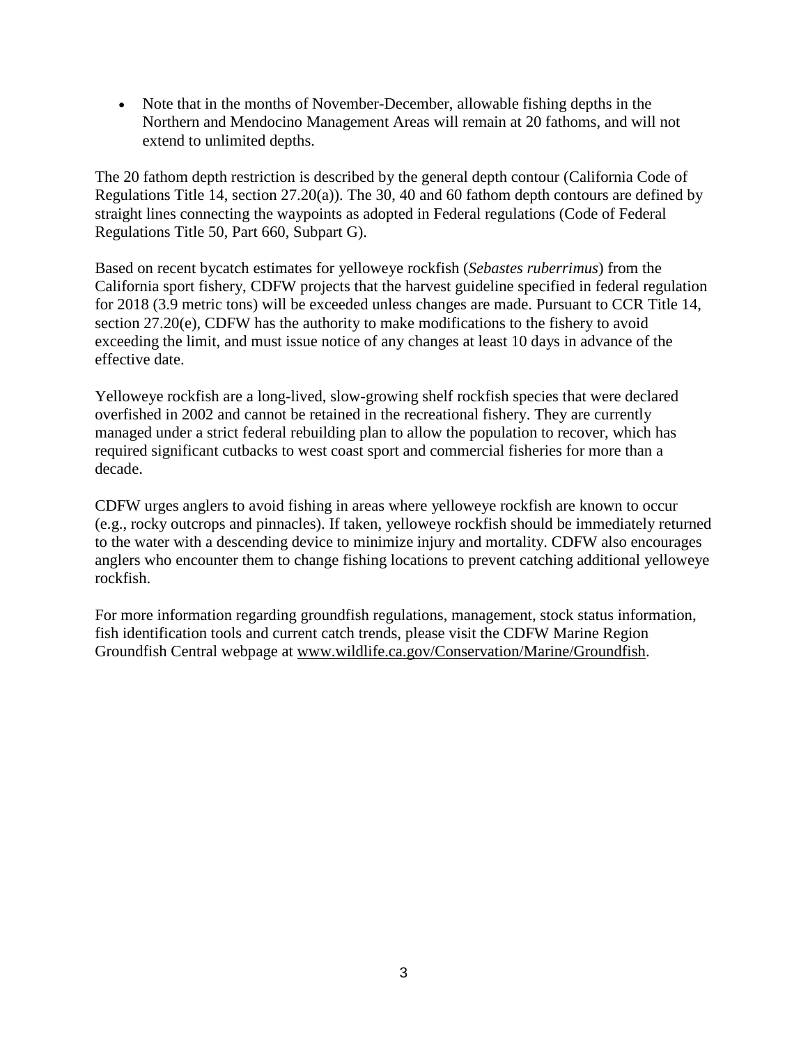- Note that in the months of November-December, allowable fishing depths in the Northern and Mendocino Management Areas will remain at 20 fathoms, and will not extend to unlimited depths.

The 20 fathom depth restriction is described by the general depth contour (California Code of Regulations Title 14, section 27.20(a)). The 30, 40 and 60 fathom depth contours are defined by straight lines connecting the waypoints as adopted in Federal regulations (Code of Federal Regulations Title 50, Part 660, Subpart G).

Based on recent bycatch estimates for yelloweye rockfish (*Sebastes ruberrimus*) from the California sport fishery, CDFW projects that the harvest guideline specified in federal regulation for 2018 (3.9 metric tons) will be exceeded unless changes are made. Pursuant to CCR Title 14, section 27.20(e), CDFW has the authority to make modifications to the fishery to avoid exceeding the limit, and must issue notice of any changes at least 10 days in advance of the effective date.

Yelloweye rockfish are a long-lived, slow-growing shelf rockfish species that were declared overfished in 2002 and cannot be retained in the recreational fishery. They are currently managed under a strict federal rebuilding plan to allow the population to recover, which has required significant cutbacks to west coast sport and commercial fisheries for more than a decade.

CDFW urges anglers to avoid fishing in areas where yelloweye rockfish are known to occur (e.g., rocky outcrops and pinnacles). If taken, yelloweye rockfish should be immediately returned to the water with a descending device to minimize injury and mortality. CDFW also encourages anglers who encounter them to change fishing locations to prevent catching additional yelloweye rockfish.

For more information regarding groundfish regulations, management, stock status information, fish identification tools and current catch trends, please visit the CDFW Marine Region Groundfish Central webpage at www.wildlife.ca.gov/Conservation/Marine/Groundfish.